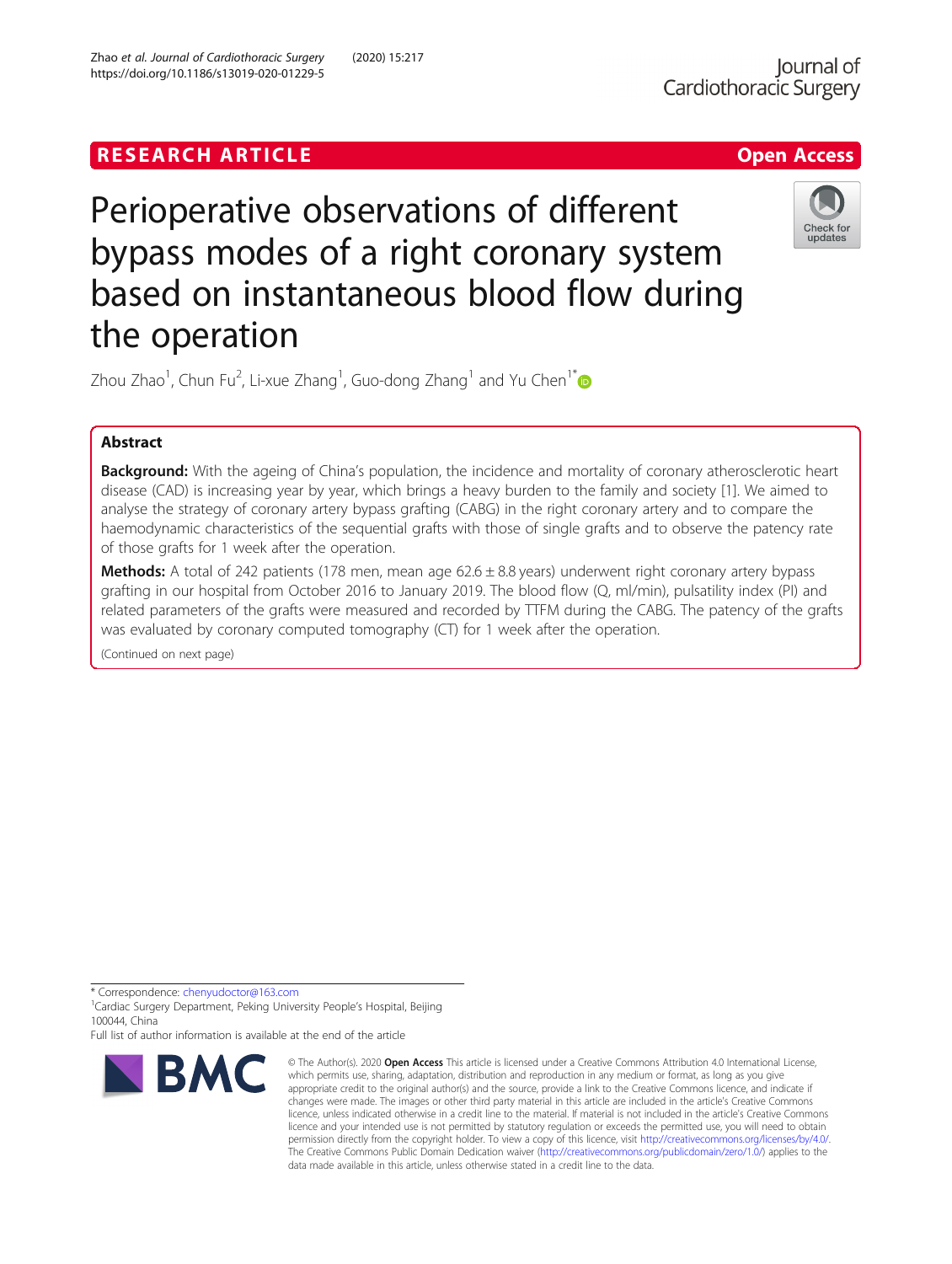RESEARCH ARTICLE

Open Access

# Perioperative observations of different bypass modes of a right coronary system based on instantaneous blood flow during the operation

Zhou Zhao[1], Chun Fu[2], Li-xue Zhang[1], Guo-dong Zhang[1] and Yu Chen[1*]

## Abstract

**Background:** With the ageing of China's population, the incidence and mortality of coronary atherosclerotic heart disease (CAD) is increasing year by year, which brings a heavy burden to the family and society [1]. We aimed to analyse the strategy of coronary artery bypass grafting (CABG) in the right coronary artery and to compare the haemodynamic characteristics of the sequential grafts with those of single grafts and to observe the patency rate of those grafts for 1 week after the operation.

**Methods:** A total of 242 patients (178 men, mean age 62.6 ± 8.8 years) underwent right coronary artery bypass grafting in our hospital from October 2016 to January 2019. The blood flow (Q, ml/min), pulsatility index (PI) and related parameters of the grafts were measured and recorded by TTFM during the CABG. The patency of the grafts was evaluated by coronary computed tomography (CT) for 1 week after the operation.

(Continued on next page)

* Correspondence: chenyudoctor@163.com

[1]Cardiac Surgery Department, Peking University People's Hospital, Beijing 100044, China

Full list of author information is available at the end of the article

© The Author(s). 2020 **Open Access** This article is licensed under a Creative Commons Attribution 4.0 International License, which permits use, sharing, adaptation, distribution and reproduction in any medium or format, as long as you give appropriate credit to the original author(s) and the source, provide a link to the Creative Commons licence, and indicate if changes were made. The images or other third party material in this article are included in the article's Creative Commons licence, unless indicated otherwise in a credit line to the material. If material is not included in the article's Creative Commons licence and your intended use is not permitted by statutory regulation or exceeds the permitted use, you will need to obtain permission directly from the copyright holder. To view a copy of this licence, visit http://creativecommons.org/licenses/by/4.0/. The Creative Commons Public Domain Dedication waiver (http://creativecommons.org/publicdomain/zero/1.0/) applies to the data made available in this article, unless otherwise stated in a credit line to the data.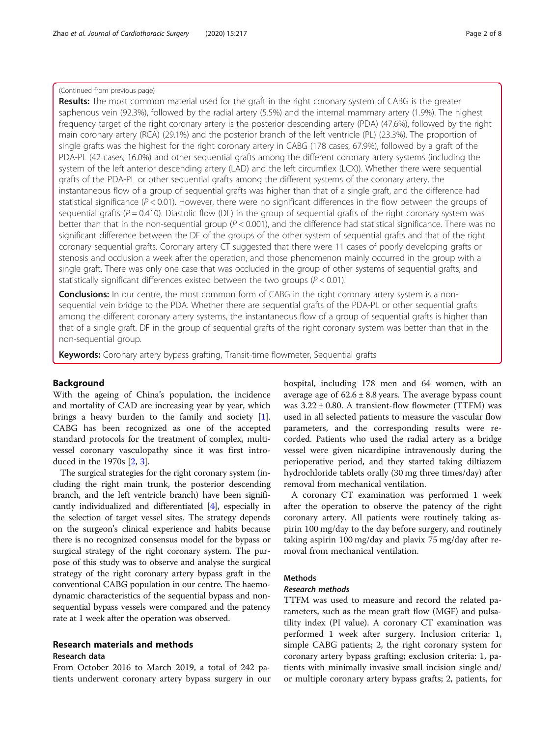(Continued from previous page)

**Results:** The most common material used for the graft in the right coronary system of CABG is the greater saphenous vein (92.3%), followed by the radial artery (5.5%) and the internal mammary artery (1.9%). The highest frequency target of the right coronary artery is the posterior descending artery (PDA) (47.6%), followed by the right main coronary artery (RCA) (29.1%) and the posterior branch of the left ventricle (PL) (23.3%). The proportion of single grafts was the highest for the right coronary artery in CABG (178 cases, 67.9%), followed by a graft of the PDA-PL (42 cases, 16.0%) and other sequential grafts among the different coronary artery systems (including the system of the left anterior descending artery (LAD) and the left circumflex (LCX)). Whether there were sequential grafts of the PDA-PL or other sequential grafts among the different systems of the coronary artery, the instantaneous flow of a group of sequential grafts was higher than that of a single graft, and the difference had statistical significance ($P < 0.01$). However, there were no significant differences in the flow between the groups of sequential grafts ($P = 0.410$). Diastolic flow (DF) in the group of sequential grafts of the right coronary system was better than that in the non-sequential group ($P < 0.001$), and the difference had statistical significance. There was no significant difference between the DF of the groups of the other system of sequential grafts and that of the right coronary sequential grafts. Coronary artery CT suggested that there were 11 cases of poorly developing grafts or stenosis and occlusion a week after the operation, and those phenomenon mainly occurred in the group with a single graft. There was only one case that was occluded in the group of other systems of sequential grafts, and statistically significant differences existed between the two groups ($P < 0.01$).

**Conclusions:** In our centre, the most common form of CABG in the right coronary artery system is a non-sequential vein bridge to the PDA. Whether there are sequential grafts of the PDA-PL or other sequential grafts among the different coronary artery systems, the instantaneous flow of a group of sequential grafts is higher than that of a single graft. DF in the group of sequential grafts of the right coronary system was better than that in the non-sequential group.

**Keywords:** Coronary artery bypass grafting, Transit-time flowmeter, Sequential grafts

## Background

With the ageing of China's population, the incidence and mortality of CAD are increasing year by year, which brings a heavy burden to the family and society [1]. CABG has been recognized as one of the accepted standard protocols for the treatment of complex, multi-vessel coronary vasculopathy since it was first introduced in the 1970s [2, 3].

The surgical strategies for the right coronary system (including the right main trunk, the posterior descending branch, and the left ventricle branch) have been significantly individualized and differentiated [4], especially in the selection of target vessel sites. The strategy depends on the surgeon's clinical experience and habits because there is no recognized consensus model for the bypass or surgical strategy of the right coronary system. The purpose of this study was to observe and analyse the surgical strategy of the right coronary artery bypass graft in the conventional CABG population in our centre. The haemodynamic characteristics of the sequential bypass and non-sequential bypass vessels were compared and the patency rate at 1 week after the operation was observed.

## Research materials and methods

### Research data

From October 2016 to March 2019, a total of 242 patients underwent coronary artery bypass surgery in our hospital, including 178 men and 64 women, with an average age of $62.6 \pm 8.8$ years. The average bypass count was $3.22 \pm 0.80$. A transient-flow flowmeter (TTFM) was used in all selected patients to measure the vascular flow parameters, and the corresponding results were recorded. Patients who used the radial artery as a bridge vessel were given nicardipine intravenously during the perioperative period, and they started taking diltiazem hydrochloride tablets orally (30 mg three times/day) after removal from mechanical ventilation.

A coronary CT examination was performed 1 week after the operation to observe the patency of the right coronary artery. All patients were routinely taking aspirin 100 mg/day to the day before surgery, and routinely taking aspirin 100 mg/day and plavix 75 mg/day after removal from mechanical ventilation.

## Methods

### *Research methods*

TTFM was used to measure and record the related parameters, such as the mean graft flow (MGF) and pulsatility index (PI value). A coronary CT examination was performed 1 week after surgery. Inclusion criteria: 1, simple CABG patients; 2, the right coronary system for coronary artery bypass grafting; exclusion criteria: 1, patients with minimally invasive small incision single and/ or multiple coronary artery bypass grafts; 2, patients, for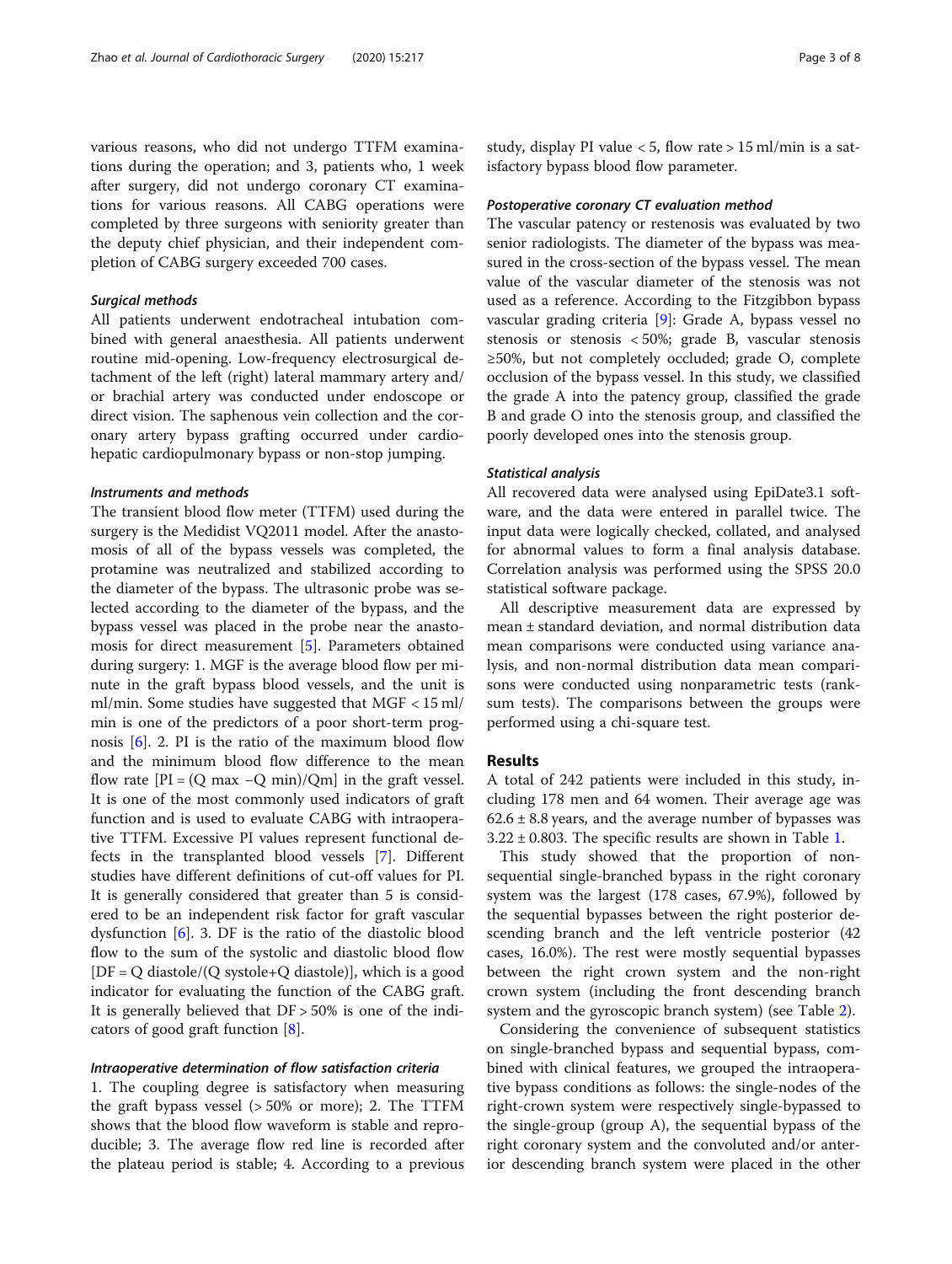various reasons, who did not undergo TTFM examinations during the operation; and 3, patients who, 1 week after surgery, did not undergo coronary CT examinations for various reasons. All CABG operations were completed by three surgeons with seniority greater than the deputy chief physician, and their independent completion of CABG surgery exceeded 700 cases.

#### *Surgical methods*

All patients underwent endotracheal intubation combined with general anaesthesia. All patients underwent routine mid-opening. Low-frequency electrosurgical detachment of the left (right) lateral mammary artery and/or brachial artery was conducted under endoscope or direct vision. The saphenous vein collection and the coronary artery bypass grafting occurred under cardiohepatic cardiopulmonary bypass or non-stop jumping.

#### *Instruments and methods*

The transient blood flow meter (TTFM) used during the surgery is the Medidist VQ2011 model. After the anastomosis of all of the bypass vessels was completed, the protamine was neutralized and stabilized according to the diameter of the bypass. The ultrasonic probe was selected according to the diameter of the bypass, and the bypass vessel was placed in the probe near the anastomosis for direct measurement [5]. Parameters obtained during surgery: 1. MGF is the average blood flow per minute in the graft bypass blood vessels, and the unit is ml/min. Some studies have suggested that MGF < 15 ml/min is one of the predictors of a poor short-term prognosis [6]. 2. PI is the ratio of the maximum blood flow and the minimum blood flow difference to the mean flow rate [PI = (Q max −Q min)/Qm] in the graft vessel. It is one of the most commonly used indicators of graft function and is used to evaluate CABG with intraoperative TTFM. Excessive PI values represent functional defects in the transplanted blood vessels [7]. Different studies have different definitions of cut-off values for PI. It is generally considered that greater than 5 is considered to be an independent risk factor for graft vascular dysfunction [6]. 3. DF is the ratio of the diastolic blood flow to the sum of the systolic and diastolic blood flow [DF = Q diastole/(Q systole+Q diastole)], which is a good indicator for evaluating the function of the CABG graft. It is generally believed that DF > 50% is one of the indicators of good graft function [8].

#### *Intraoperative determination of flow satisfaction criteria*

1. The coupling degree is satisfactory when measuring the graft bypass vessel (> 50% or more); 2. The TTFM shows that the blood flow waveform is stable and reproducible; 3. The average flow red line is recorded after the plateau period is stable; 4. According to a previous study, display PI value < 5, flow rate > 15 ml/min is a satisfactory bypass blood flow parameter.

#### *Postoperative coronary CT evaluation method*

The vascular patency or restenosis was evaluated by two senior radiologists. The diameter of the bypass was measured in the cross-section of the bypass vessel. The mean value of the vascular diameter of the stenosis was not used as a reference. According to the Fitzgibbon bypass vascular grading criteria [9]: Grade A, bypass vessel no stenosis or stenosis < 50%; grade B, vascular stenosis ≥50%, but not completely occluded; grade O, complete occlusion of the bypass vessel. In this study, we classified the grade A into the patency group, classified the grade B and grade O into the stenosis group, and classified the poorly developed ones into the stenosis group.

#### *Statistical analysis*

All recovered data were analysed using EpiDate3.1 software, and the data were entered in parallel twice. The input data were logically checked, collated, and analysed for abnormal values to form a final analysis database. Correlation analysis was performed using the SPSS 20.0 statistical software package.

All descriptive measurement data are expressed by mean ± standard deviation, and normal distribution data mean comparisons were conducted using variance analysis, and non-normal distribution data mean comparisons were conducted using nonparametric tests (rank-sum tests). The comparisons between the groups were performed using a chi-square test.

## Results

A total of 242 patients were included in this study, including 178 men and 64 women. Their average age was 62.6 ± 8.8 years, and the average number of bypasses was 3.22 ± 0.803. The specific results are shown in Table 1.

This study showed that the proportion of non-sequential single-branched bypass in the right coronary system was the largest (178 cases, 67.9%), followed by the sequential bypasses between the right posterior descending branch and the left ventricle posterior (42 cases, 16.0%). The rest were mostly sequential bypasses between the right crown system and the non-right crown system (including the front descending branch system and the gyroscopic branch system) (see Table 2).

Considering the convenience of subsequent statistics on single-branched bypass and sequential bypass, combined with clinical features, we grouped the intraoperative bypass conditions as follows: the single-nodes of the right-crown system were respectively single-bypassed to the single-group (group A), the sequential bypass of the right coronary system and the convoluted and/or anterior descending branch system were placed in the other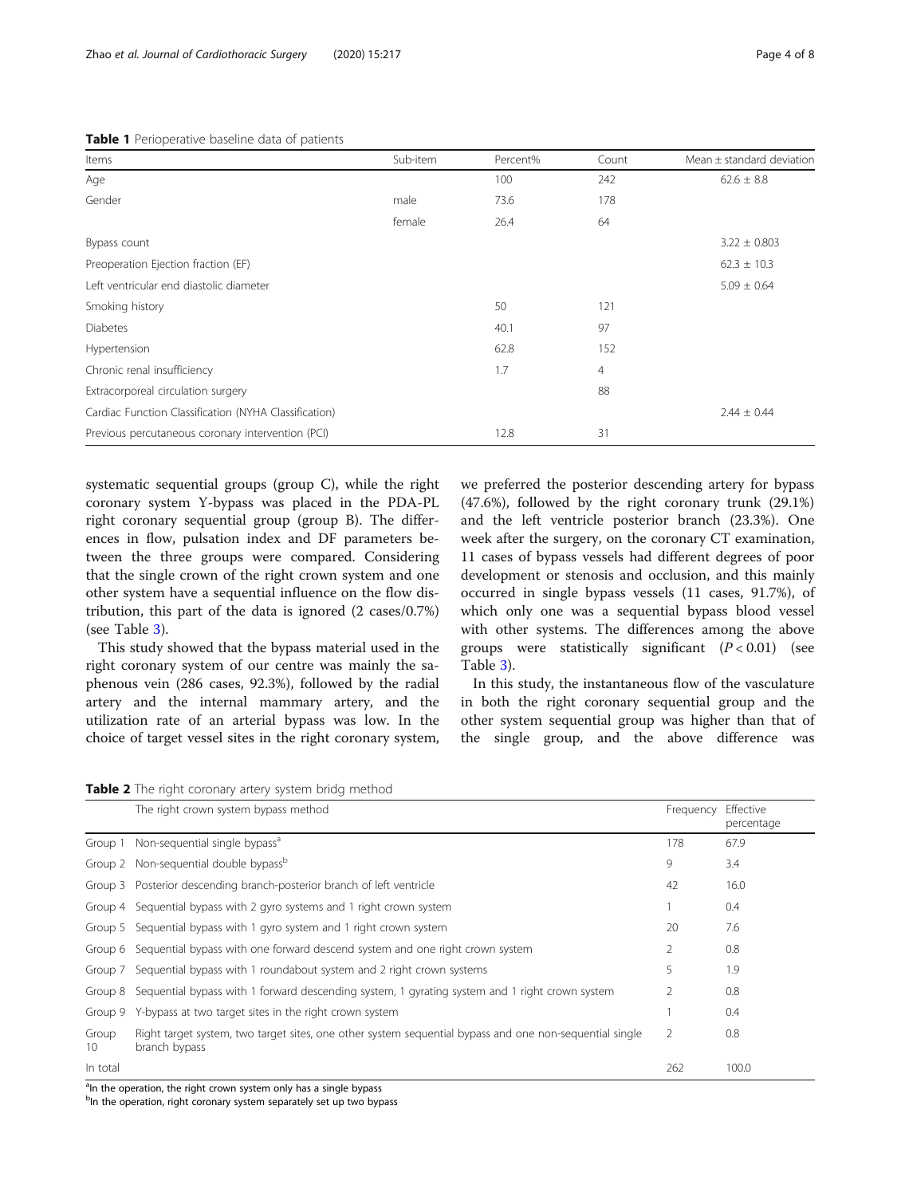**Table 1** Perioperative baseline data of patients

| Items | Sub-item | Percent% | Count | Mean ± standard deviation |
|---|---|---|---|---|
| Age | | 100 | 242 | 62.6 ± 8.8 |
| Gender | male | 73.6 | 178 | |
| | female | 26.4 | 64 | |
| Bypass count | | | | 3.22 ± 0.803 |
| Preoperation Ejection fraction (EF) | | | | 62.3 ± 10.3 |
| Left ventricular end diastolic diameter | | | | 5.09 ± 0.64 |
| Smoking history | | 50 | 121 | |
| Diabetes | | 40.1 | 97 | |
| Hypertension | | 62.8 | 152 | |
| Chronic renal insufficiency | | 1.7 | 4 | |
| Extracorporeal circulation surgery | | | 88 | |
| Cardiac Function Classification (NYHA Classification) | | | | 2.44 ± 0.44 |
| Previous percutaneous coronary intervention (PCI) | | 12.8 | 31 | |

systematic sequential groups (group C), while the right coronary system Y-bypass was placed in the PDA-PL right coronary sequential group (group B). The differences in flow, pulsation index and DF parameters between the three groups were compared. Considering that the single crown of the right crown system and one other system have a sequential influence on the flow distribution, this part of the data is ignored (2 cases/0.7%) (see Table 3).

This study showed that the bypass material used in the right coronary system of our centre was mainly the saphenous vein (286 cases, 92.3%), followed by the radial artery and the internal mammary artery, and the utilization rate of an arterial bypass was low. In the choice of target vessel sites in the right coronary system, we preferred the posterior descending artery for bypass (47.6%), followed by the right coronary trunk (29.1%) and the left ventricle posterior branch (23.3%). One week after the surgery, on the coronary CT examination, 11 cases of bypass vessels had different degrees of poor development or stenosis and occlusion, and this mainly occurred in single bypass vessels (11 cases, 91.7%), of which only one was a sequential bypass blood vessel with other systems. The differences among the above groups were statistically significant ($P < 0.01$) (see Table 3).

In this study, the instantaneous flow of the vasculature in both the right coronary sequential group and the other system sequential group was higher than that of the single group, and the above difference was

**Table 2** The right coronary artery system bridg method

| | The right crown system bypass method | Frequency | Effective percentage |
|---|---|---|---|
| Group 1 | Non-sequential single bypass[a] | 178 | 67.9 |
| Group 2 | Non-sequential double bypass[b] | 9 | 3.4 |
| Group 3 | Posterior descending branch-posterior branch of left ventricle | 42 | 16.0 |
| Group 4 | Sequential bypass with 2 gyro systems and 1 right crown system | 1 | 0.4 |
| Group 5 | Sequential bypass with 1 gyro system and 1 right crown system | 20 | 7.6 |
| Group 6 | Sequential bypass with one forward descend system and one right crown system | 2 | 0.8 |
| Group 7 | Sequential bypass with 1 roundabout system and 2 right crown systems | 5 | 1.9 |
| Group 8 | Sequential bypass with 1 forward descending system, 1 gyrating system and 1 right crown system | 2 | 0.8 |
| Group 9 | Y-bypass at two target sites in the right crown system | 1 | 0.4 |
| Group 10 | Right target system, two target sites, one other system sequential bypass and one non-sequential single branch bypass | 2 | 0.8 |
| In total | | 262 | 100.0 |

[a]In the operation, the right crown system only has a single bypass
[b]In the operation, right coronary system separately set up two bypass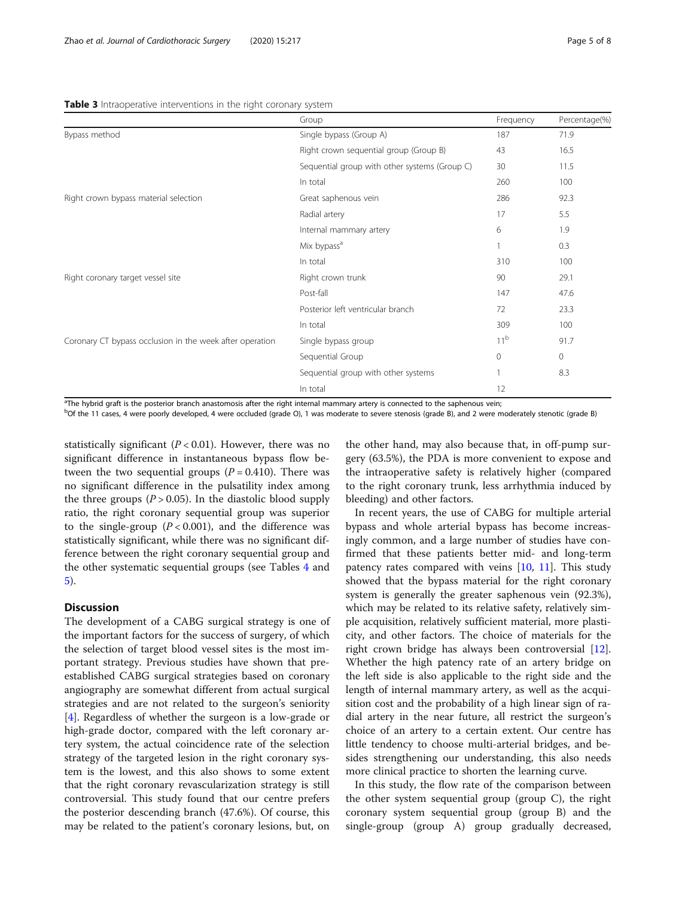**Table 3** Intraoperative interventions in the right coronary system

| | Group | Frequency | Percentage(%) |
|---|---|---|---|
| Bypass method | Single bypass (Group A) | 187 | 71.9 |
| | Right crown sequential group (Group B) | 43 | 16.5 |
| | Sequential group with other systems (Group C) | 30 | 11.5 |
| | In total | 260 | 100 |
| Right crown bypass material selection | Great saphenous vein | 286 | 92.3 |
| | Radial artery | 17 | 5.5 |
| | Internal mammary artery | 6 | 1.9 |
| | Mix bypass[a] | 1 | 0.3 |
| | In total | 310 | 100 |
| Right coronary target vessel site | Right crown trunk | 90 | 29.1 |
| | Post-fall | 147 | 47.6 |
| | Posterior left ventricular branch | 72 | 23.3 |
| | In total | 309 | 100 |
| Coronary CT bypass occlusion in the week after operation | Single bypass group | 11[b] | 91.7 |
| | Sequential Group | 0 | 0 |
| | Sequential group with other systems | 1 | 8.3 |
| | In total | 12 | |

[a]The hybrid graft is the posterior branch anastomosis after the right internal mammary artery is connected to the saphenous vein;

[b]Of the 11 cases, 4 were poorly developed, 4 were occluded (grade O), 1 was moderate to severe stenosis (grade B), and 2 were moderately stenotic (grade B)

statistically significant ($P < 0.01$). However, there was no significant difference in instantaneous bypass flow between the two sequential groups ($P = 0.410$). There was no significant difference in the pulsatility index among the three groups ($P > 0.05$). In the diastolic blood supply ratio, the right coronary sequential group was superior to the single-group ($P < 0.001$), and the difference was statistically significant, while there was no significant difference between the right coronary sequential group and the other systematic sequential groups (see Tables 4 and 5).

## Discussion

The development of a CABG surgical strategy is one of the important factors for the success of surgery, of which the selection of target blood vessel sites is the most important strategy. Previous studies have shown that pre-established CABG surgical strategies based on coronary angiography are somewhat different from actual surgical strategies and are not related to the surgeon's seniority [4]. Regardless of whether the surgeon is a low-grade or high-grade doctor, compared with the left coronary artery system, the actual coincidence rate of the selection strategy of the targeted lesion in the right coronary system is the lowest, and this also shows to some extent that the right coronary revascularization strategy is still controversial. This study found that our centre prefers the posterior descending branch (47.6%). Of course, this may be related to the patient's coronary lesions, but, on the other hand, may also because that, in off-pump surgery (63.5%), the PDA is more convenient to expose and the intraoperative safety is relatively higher (compared to the right coronary trunk, less arrhythmia induced by bleeding) and other factors.

In recent years, the use of CABG for multiple arterial bypass and whole arterial bypass has become increasingly common, and a large number of studies have confirmed that these patients better mid- and long-term patency rates compared with veins [10, 11]. This study showed that the bypass material for the right coronary system is generally the greater saphenous vein (92.3%), which may be related to its relative safety, relatively simple acquisition, relatively sufficient material, more plasticity, and other factors. The choice of materials for the right crown bridge has always been controversial [12]. Whether the high patency rate of an artery bridge on the left side is also applicable to the right side and the length of internal mammary artery, as well as the acquisition cost and the probability of a high linear sign of radial artery in the near future, all restrict the surgeon's choice of an artery to a certain extent. Our centre has little tendency to choose multi-arterial bridges, and besides strengthening our understanding, this also needs more clinical practice to shorten the learning curve.

In this study, the flow rate of the comparison between the other system sequential group (group C), the right coronary system sequential group (group B) and the single-group (group A) group gradually decreased,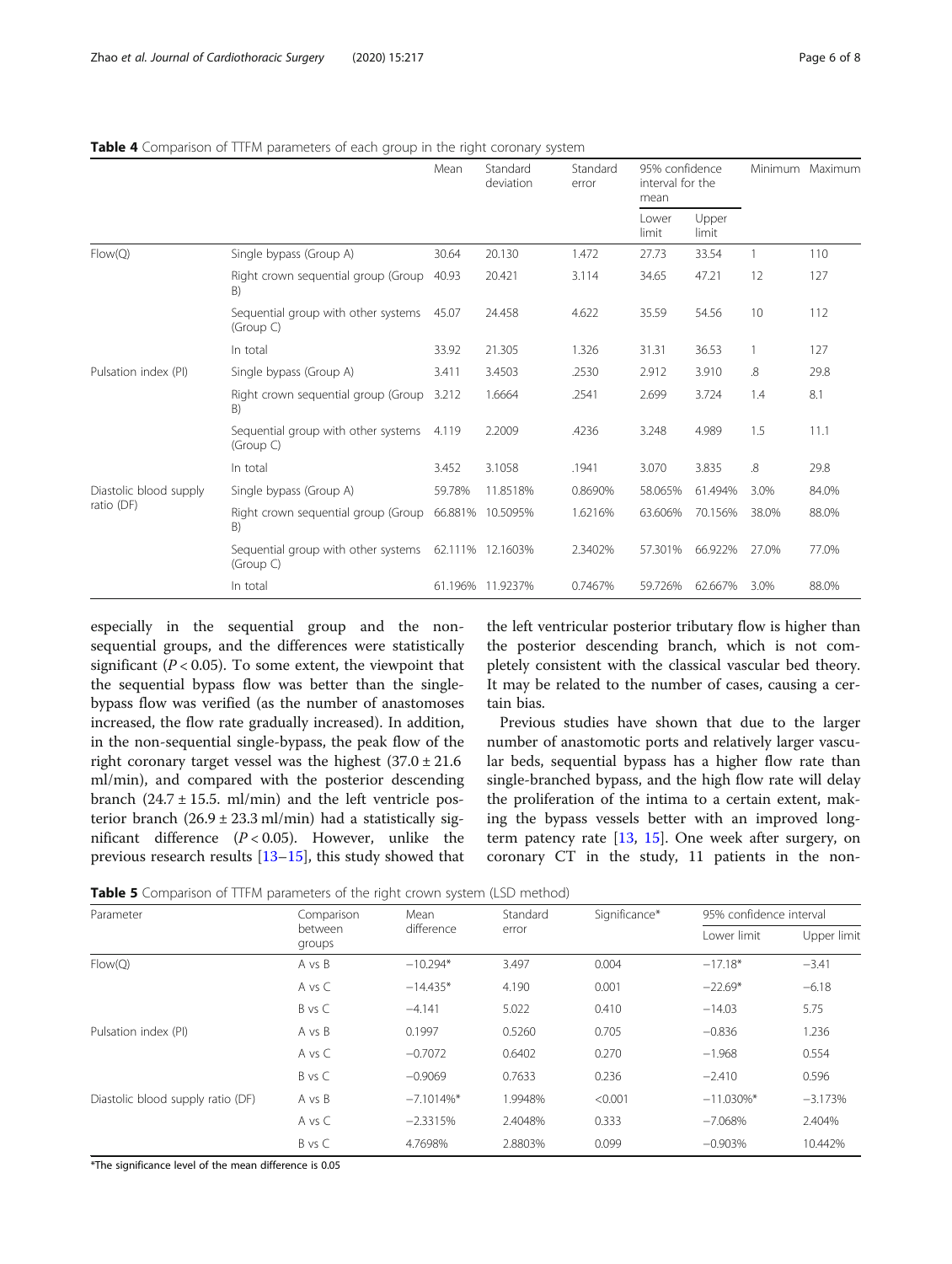**Table 4** Comparison of TTFM parameters of each group in the right coronary system

| | | Mean | Standard deviation | Standard error | 95% confidence interval for the mean | | Minimum | Maximum |
|---|---|---|---|---|---|---|---|---|
| | | | | | Lower limit | Upper limit | | |
| Flow(Q) | Single bypass (Group A) | 30.64 | 20.130 | 1.472 | 27.73 | 33.54 | 1 | 110 |
| | Right crown sequential group (Group B) | 40.93 | 20.421 | 3.114 | 34.65 | 47.21 | 12 | 127 |
| | Sequential group with other systems (Group C) | 45.07 | 24.458 | 4.622 | 35.59 | 54.56 | 10 | 112 |
| | In total | 33.92 | 21.305 | 1.326 | 31.31 | 36.53 | 1 | 127 |
| Pulsation index (PI) | Single bypass (Group A) | 3.411 | 3.4503 | .2530 | 2.912 | 3.910 | .8 | 29.8 |
| | Right crown sequential group (Group B) | 3.212 | 1.6664 | .2541 | 2.699 | 3.724 | 1.4 | 8.1 |
| | Sequential group with other systems (Group C) | 4.119 | 2.2009 | .4236 | 3.248 | 4.989 | 1.5 | 11.1 |
| | In total | 3.452 | 3.1058 | .1941 | 3.070 | 3.835 | .8 | 29.8 |
| Diastolic blood supply ratio (DF) | Single bypass (Group A) | 59.78% | 11.8518% | 0.8690% | 58.065% | 61.494% | 3.0% | 84.0% |
| | Right crown sequential group (Group B) | 66.881% | 10.5095% | 1.6216% | 63.606% | 70.156% | 38.0% | 88.0% |
| | Sequential group with other systems (Group C) | 62.111% | 12.1603% | 2.3402% | 57.301% | 66.922% | 27.0% | 77.0% |
| | In total | 61.196% | 11.9237% | 0.7467% | 59.726% | 62.667% | 3.0% | 88.0% |

especially in the sequential group and the non-sequential groups, and the differences were statistically significant ($P < 0.05$). To some extent, the viewpoint that the sequential bypass flow was better than the single-bypass flow was verified (as the number of anastomoses increased, the flow rate gradually increased). In addition, in the non-sequential single-bypass, the peak flow of the right coronary target vessel was the highest ($37.0 \pm 21.6$ ml/min), and compared with the posterior descending branch ($24.7 \pm 15.5$. ml/min) and the left ventricle posterior branch ($26.9 \pm 23.3$ ml/min) had a statistically significant difference ($P < 0.05$). However, unlike the previous research results [13–15], this study showed that the left ventricular posterior tributary flow is higher than the posterior descending branch, which is not completely consistent with the classical vascular bed theory. It may be related to the number of cases, causing a certain bias.

Previous studies have shown that due to the larger number of anastomotic ports and relatively larger vascular beds, sequential bypass has a higher flow rate than single-branched bypass, and the high flow rate will delay the proliferation of the intima to a certain extent, making the bypass vessels better with an improved long-term patency rate [13, 15]. One week after surgery, on coronary CT in the study, 11 patients in the non-

**Table 5** Comparison of TTFM parameters of the right crown system (LSD method)

| Parameter | Comparison between groups | Mean difference | Standard error | Significance* | 95% confidence interval | |
|---|---|---|---|---|---|---|
| | | | | | Lower limit | Upper limit |
| Flow(Q) | A vs B | −10.294* | 3.497 | 0.004 | −17.18* | −3.41 |
| | A vs C | −14.435* | 4.190 | 0.001 | −22.69* | −6.18 |
| | B vs C | −4.141 | 5.022 | 0.410 | −14.03 | 5.75 |
| Pulsation index (PI) | A vs B | 0.1997 | 0.5260 | 0.705 | −0.836 | 1.236 |
| | A vs C | −0.7072 | 0.6402 | 0.270 | −1.968 | 0.554 |
| | B vs C | −0.9069 | 0.7633 | 0.236 | −2.410 | 0.596 |
| Diastolic blood supply ratio (DF) | A vs B | −7.1014%* | 1.9948% | <0.001 | −11.030%* | −3.173% |
| | A vs C | −2.3315% | 2.4048% | 0.333 | −7.068% | 2.404% |
| | B vs C | 4.7698% | 2.8803% | 0.099 | −0.903% | 10.442% |

*The significance level of the mean difference is 0.05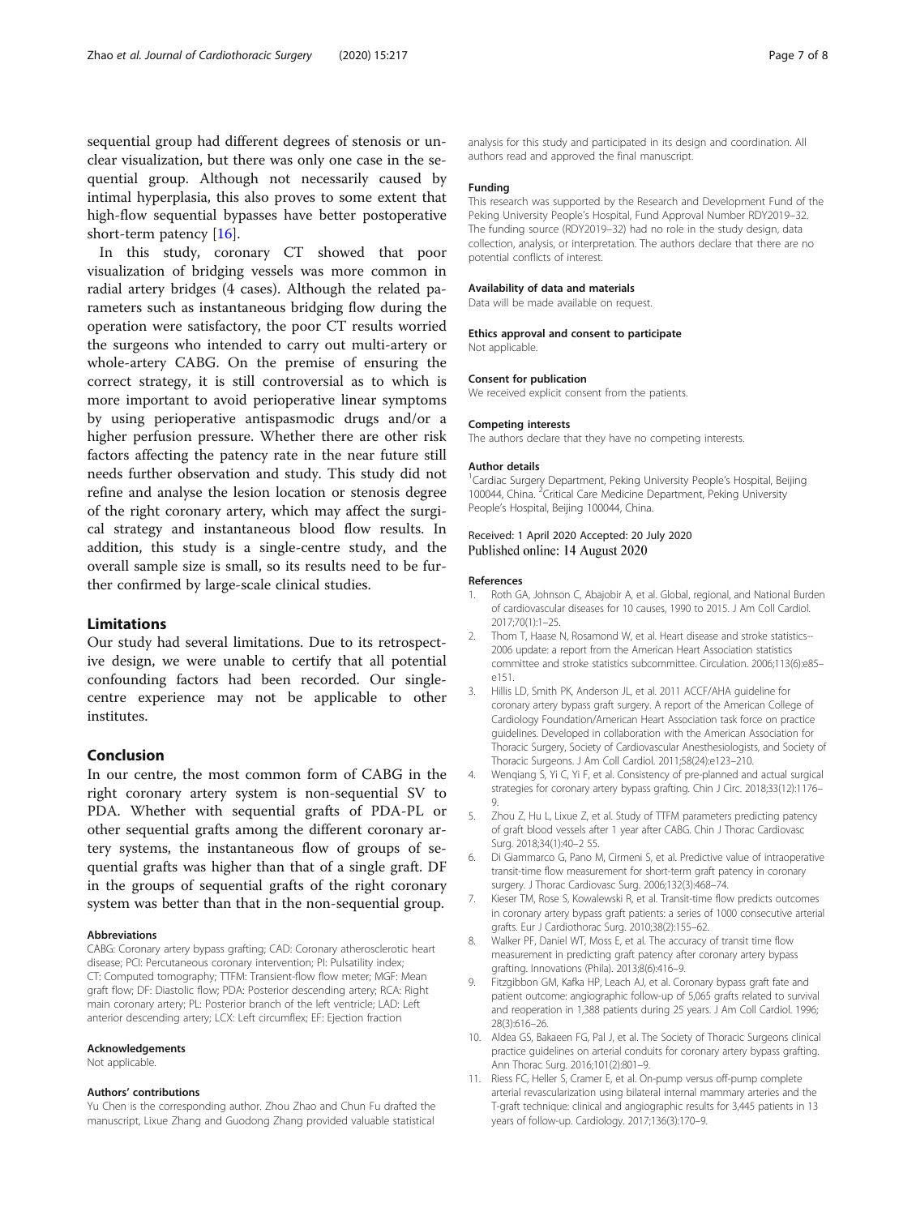sequential group had different degrees of stenosis or unclear visualization, but there was only one case in the sequential group. Although not necessarily caused by intimal hyperplasia, this also proves to some extent that high-flow sequential bypasses have better postoperative short-term patency [16].

In this study, coronary CT showed that poor visualization of bridging vessels was more common in radial artery bridges (4 cases). Although the related parameters such as instantaneous bridging flow during the operation were satisfactory, the poor CT results worried the surgeons who intended to carry out multi-artery or whole-artery CABG. On the premise of ensuring the correct strategy, it is still controversial as to which is more important to avoid perioperative linear symptoms by using perioperative antispasmodic drugs and/or a higher perfusion pressure. Whether there are other risk factors affecting the patency rate in the near future still needs further observation and study. This study did not refine and analyse the lesion location or stenosis degree of the right coronary artery, which may affect the surgical strategy and instantaneous blood flow results. In addition, this study is a single-centre study, and the overall sample size is small, so its results need to be further confirmed by large-scale clinical studies.

## Limitations

Our study had several limitations. Due to its retrospective design, we were unable to certify that all potential confounding factors had been recorded. Our single-centre experience may not be applicable to other institutes.

## Conclusion

In our centre, the most common form of CABG in the right coronary artery system is non-sequential SV to PDA. Whether with sequential grafts of PDA-PL or other sequential grafts among the different coronary artery systems, the instantaneous flow of groups of sequential grafts was higher than that of a single graft. DF in the groups of sequential grafts of the right coronary system was better than that in the non-sequential group.

#### Abbreviations

CABG: Coronary artery bypass grafting; CAD: Coronary atherosclerotic heart disease; PCI: Percutaneous coronary intervention; PI: Pulsatility index; CT: Computed tomography; TTFM: Transient-flow flow meter; MGF: Mean graft flow; DF: Diastolic flow; PDA: Posterior descending artery; RCA: Right main coronary artery; PL: Posterior branch of the left ventricle; LAD: Left anterior descending artery; LCX: Left circumflex; EF: Ejection fraction

#### Acknowledgements

Not applicable.

#### Authors' contributions

Yu Chen is the corresponding author. Zhou Zhao and Chun Fu drafted the manuscript, Lixue Zhang and Guodong Zhang provided valuable statistical analysis for this study and participated in its design and coordination. All authors read and approved the final manuscript.

#### Funding

This research was supported by the Research and Development Fund of the Peking University People's Hospital, Fund Approval Number RDY2019–32. The funding source (RDY2019–32) had no role in the study design, data collection, analysis, or interpretation. The authors declare that there are no potential conflicts of interest.

#### Availability of data and materials

Data will be made available on request.

#### Ethics approval and consent to participate

Not applicable.

#### Consent for publication

We received explicit consent from the patients.

#### Competing interests

The authors declare that they have no competing interests.

#### Author details

[1]Cardiac Surgery Department, Peking University People's Hospital, Beijing 100044, China. [2]Critical Care Medicine Department, Peking University People's Hospital, Beijing 100044, China.

Received: 1 April 2020 Accepted: 20 July 2020
Published online: 14 August 2020

#### References

1. Roth GA, Johnson C, Abajobir A, et al. Global, regional, and National Burden of cardiovascular diseases for 10 causes, 1990 to 2015. J Am Coll Cardiol. 2017;70(1):1–25.
2. Thom T, Haase N, Rosamond W, et al. Heart disease and stroke statistics--2006 update: a report from the American Heart Association statistics committee and stroke statistics subcommittee. Circulation. 2006;113(6):e85–e151.
3. Hillis LD, Smith PK, Anderson JL, et al. 2011 ACCF/AHA guideline for coronary artery bypass graft surgery. A report of the American College of Cardiology Foundation/American Heart Association task force on practice guidelines. Developed in collaboration with the American Association for Thoracic Surgery, Society of Cardiovascular Anesthesiologists, and Society of Thoracic Surgeons. J Am Coll Cardiol. 2011;58(24):e123–210.
4. Wenqiang S, Yi C, Yi F, et al. Consistency of pre-planned and actual surgical strategies for coronary artery bypass grafting. Chin J Circ. 2018;33(12):1176–9.
5. Zhou Z, Hu L, Lixue Z, et al. Study of TTFM parameters predicting patency of graft blood vessels after 1 year after CABG. Chin J Thorac Cardiovasc Surg. 2018;34(1):40–2 55.
6. Di Giammarco G, Pano M, Cirmeni S, et al. Predictive value of intraoperative transit-time flow measurement for short-term graft patency in coronary surgery. J Thorac Cardiovasc Surg. 2006;132(3):468–74.
7. Kieser TM, Rose S, Kowalewski R, et al. Transit-time flow predicts outcomes in coronary artery bypass graft patients: a series of 1000 consecutive arterial grafts. Eur J Cardiothorac Surg. 2010;38(2):155–62.
8. Walker PF, Daniel WT, Moss E, et al. The accuracy of transit time flow measurement in predicting graft patency after coronary artery bypass grafting. Innovations (Phila). 2013;8(6):416–9.
9. Fitzgibbon GM, Kafka HP, Leach AJ, et al. Coronary bypass graft fate and patient outcome: angiographic follow-up of 5,065 grafts related to survival and reoperation in 1,388 patients during 25 years. J Am Coll Cardiol. 1996;28(3):616–26.
10. Aldea GS, Bakaeen FG, Pal J, et al. The Society of Thoracic Surgeons clinical practice guidelines on arterial conduits for coronary artery bypass grafting. Ann Thorac Surg. 2016;101(2):801–9.
11. Riess FC, Heller S, Cramer E, et al. On-pump versus off-pump complete arterial revascularization using bilateral internal mammary arteries and the T-graft technique: clinical and angiographic results for 3,445 patients in 13 years of follow-up. Cardiology. 2017;136(3):170–9.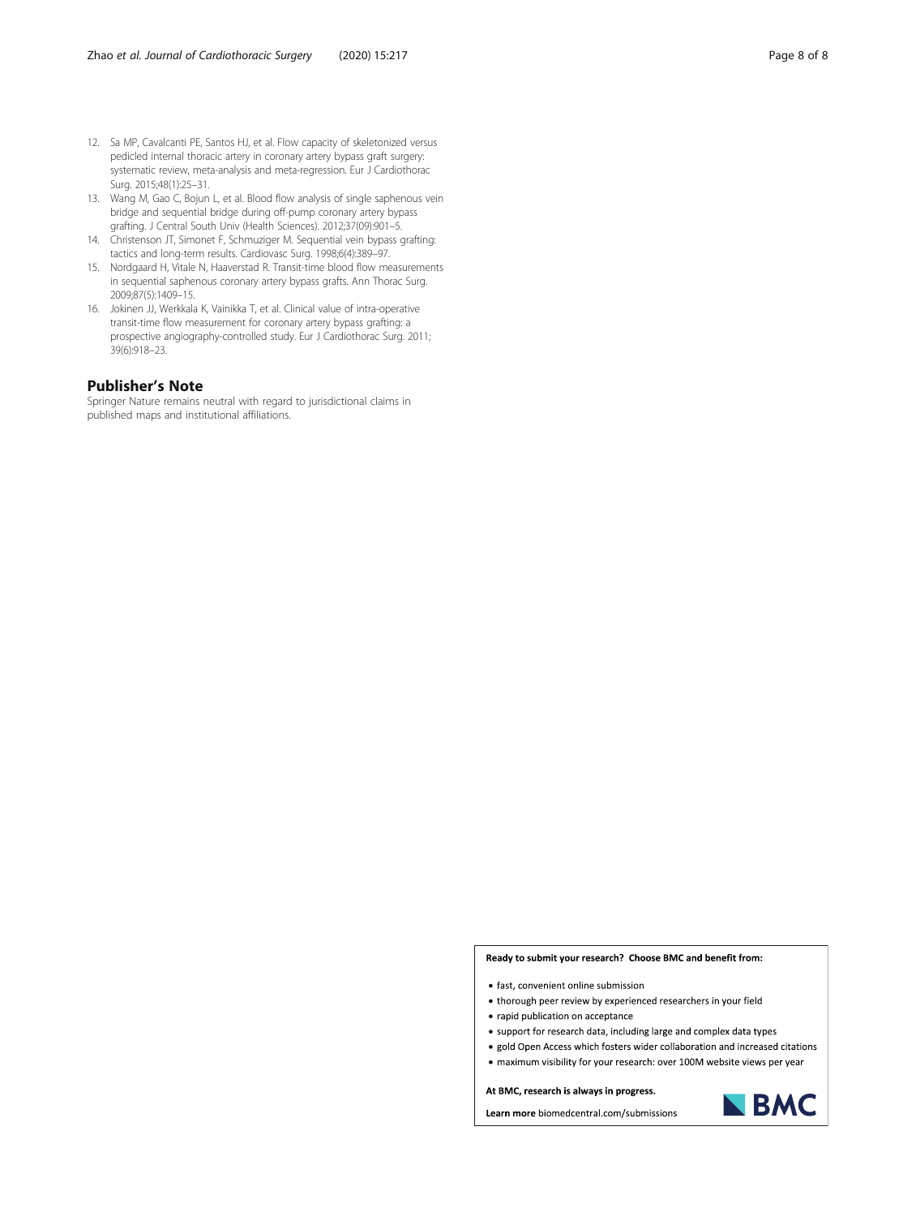12. Sa MP, Cavalcanti PE, Santos HJ, et al. Flow capacity of skeletonized versus pedicled internal thoracic artery in coronary artery bypass graft surgery: systematic review, meta-analysis and meta-regression. Eur J Cardiothorac Surg. 2015;48(1):25–31.
13. Wang M, Gao C, Bojun L, et al. Blood flow analysis of single saphenous vein bridge and sequential bridge during off-pump coronary artery bypass grafting. J Central South Univ (Health Sciences). 2012;37(09):901–5.
14. Christenson JT, Simonet F, Schmuziger M. Sequential vein bypass grafting: tactics and long-term results. Cardiovasc Surg. 1998;6(4):389–97.
15. Nordgaard H, Vitale N, Haaverstad R. Transit-time blood flow measurements in sequential saphenous coronary artery bypass grafts. Ann Thorac Surg. 2009;87(5):1409–15.
16. Jokinen JJ, Werkkala K, Vainikka T, et al. Clinical value of intra-operative transit-time flow measurement for coronary artery bypass grafting: a prospective angiography-controlled study. Eur J Cardiothorac Surg. 2011; 39(6):918–23.

## Publisher's Note

Springer Nature remains neutral with regard to jurisdictional claims in published maps and institutional affiliations.

**Ready to submit your research? Choose BMC and benefit from:**

- fast, convenient online submission
- thorough peer review by experienced researchers in your field
- rapid publication on acceptance
- support for research data, including large and complex data types
- gold Open Access which fosters wider collaboration and increased citations
- maximum visibility for your research: over 100M website views per year

**At BMC, research is always in progress.**

**Learn more** biomedcentral.com/submissions

BMC